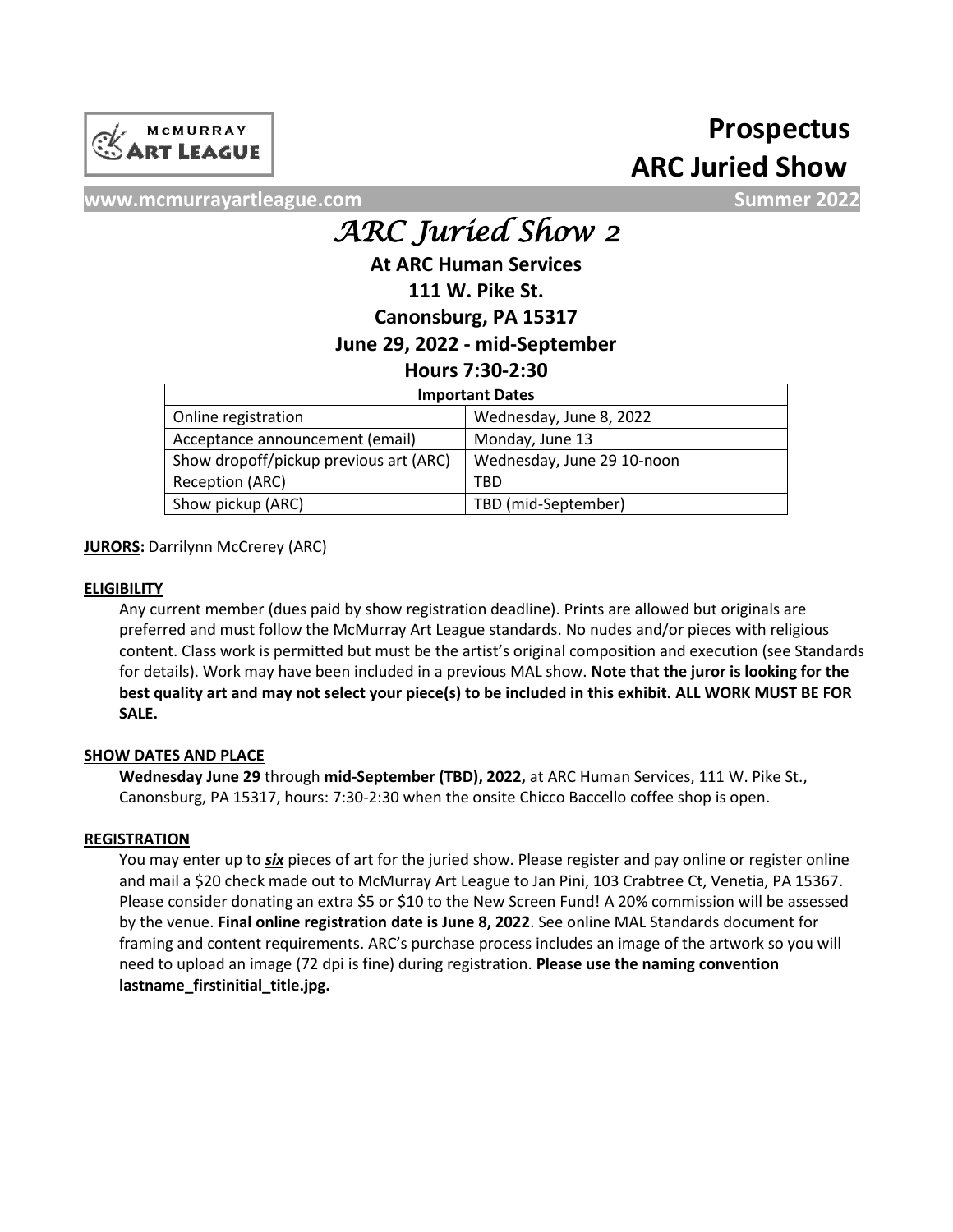McMURRAY ART LEAGUE

# Prospectus
# ARC Juried Show

**www.mcmurrayartleague.com** **Summer 2022**

# *ARC Juried Show 2*

**At ARC Human Services**
**111 W. Pike St.**
**Canonsburg, PA 15317**
**June 29, 2022 - mid-September**
**Hours 7:30-2:30**

| **Important Dates** | |
|---|---|
| Online registration | Wednesday, June 8, 2022 |
| Acceptance announcement (email) | Monday, June 13 |
| Show dropoff/pickup previous art (ARC) | Wednesday, June 29 10-noon |
| Reception (ARC) | TBD |
| Show pickup (ARC) | TBD (mid-September) |

**JURORS:** Darrilynn McCrerey (ARC)

**ELIGIBILITY**

Any current member (dues paid by show registration deadline). Prints are allowed but originals are preferred and must follow the McMurray Art League standards. No nudes and/or pieces with religious content. Class work is permitted but must be the artist's original composition and execution (see Standards for details). Work may have been included in a previous MAL show. **Note that the juror is looking for the best quality art and may not select your piece(s) to be included in this exhibit. ALL WORK MUST BE FOR SALE.**

**SHOW DATES AND PLACE**

**Wednesday June 29** through **mid-September (TBD), 2022,** at ARC Human Services, 111 W. Pike St., Canonsburg, PA 15317, hours: 7:30-2:30 when the onsite Chicco Baccello coffee shop is open.

**REGISTRATION**

You may enter up to ***six*** pieces of art for the juried show. Please register and pay online or register online and mail a $20 check made out to McMurray Art League to Jan Pini, 103 Crabtree Ct, Venetia, PA 15367. Please consider donating an extra $5 or $10 to the New Screen Fund! A 20% commission will be assessed by the venue. **Final online registration date is June 8, 2022**. See online MAL Standards document for framing and content requirements. ARC's purchase process includes an image of the artwork so you will need to upload an image (72 dpi is fine) during registration. **Please use the naming convention lastname_firstinitial_title.jpg.**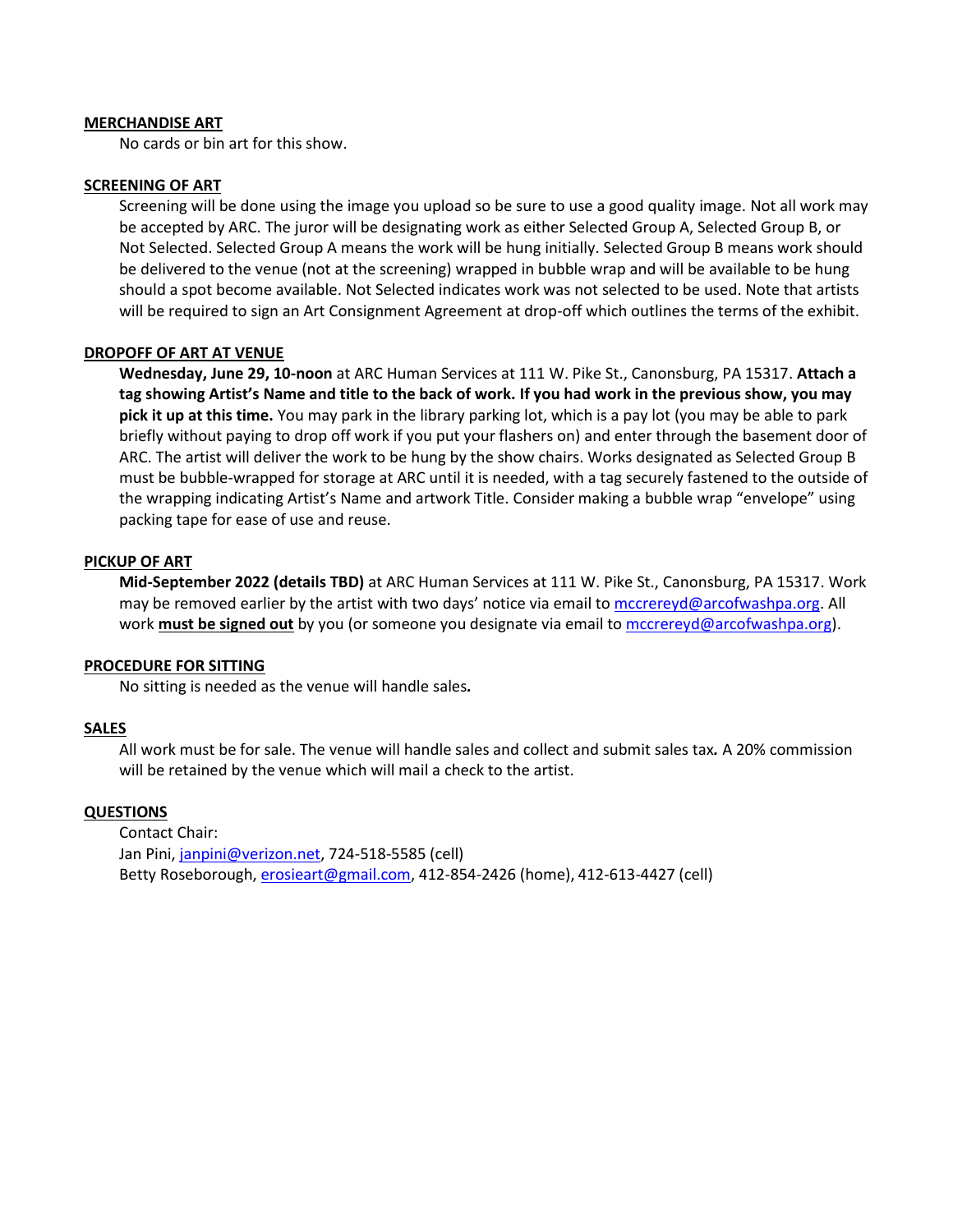## MERCHANDISE ART

No cards or bin art for this show.

## SCREENING OF ART

Screening will be done using the image you upload so be sure to use a good quality image. Not all work may be accepted by ARC. The juror will be designating work as either Selected Group A, Selected Group B, or Not Selected. Selected Group A means the work will be hung initially. Selected Group B means work should be delivered to the venue (not at the screening) wrapped in bubble wrap and will be available to be hung should a spot become available. Not Selected indicates work was not selected to be used. Note that artists will be required to sign an Art Consignment Agreement at drop-off which outlines the terms of the exhibit.

## DROPOFF OF ART AT VENUE

**Wednesday, June 29, 10-noon** at ARC Human Services at 111 W. Pike St., Canonsburg, PA 15317. **Attach a tag showing Artist's Name and title to the back of work. If you had work in the previous show, you may pick it up at this time.** You may park in the library parking lot, which is a pay lot (you may be able to park briefly without paying to drop off work if you put your flashers on) and enter through the basement door of ARC. The artist will deliver the work to be hung by the show chairs. Works designated as Selected Group B must be bubble-wrapped for storage at ARC until it is needed, with a tag securely fastened to the outside of the wrapping indicating Artist's Name and artwork Title. Consider making a bubble wrap "envelope" using packing tape for ease of use and reuse.

## PICKUP OF ART

**Mid-September 2022 (details TBD)** at ARC Human Services at 111 W. Pike St., Canonsburg, PA 15317. Work may be removed earlier by the artist with two days' notice via email to mccrereyd@arcofwashpa.org. All work **must be signed out** by you (or someone you designate via email to mccrereyd@arcofwashpa.org).

## PROCEDURE FOR SITTING

No sitting is needed as the venue will handle sales*.*

## SALES

All work must be for sale. The venue will handle sales and collect and submit sales tax*.* A 20% commission will be retained by the venue which will mail a check to the artist.

## QUESTIONS

Contact Chair:
Jan Pini, janpini@verizon.net, 724-518-5585 (cell)
Betty Roseborough, erosieart@gmail.com, 412-854-2426 (home), 412-613-4427 (cell)